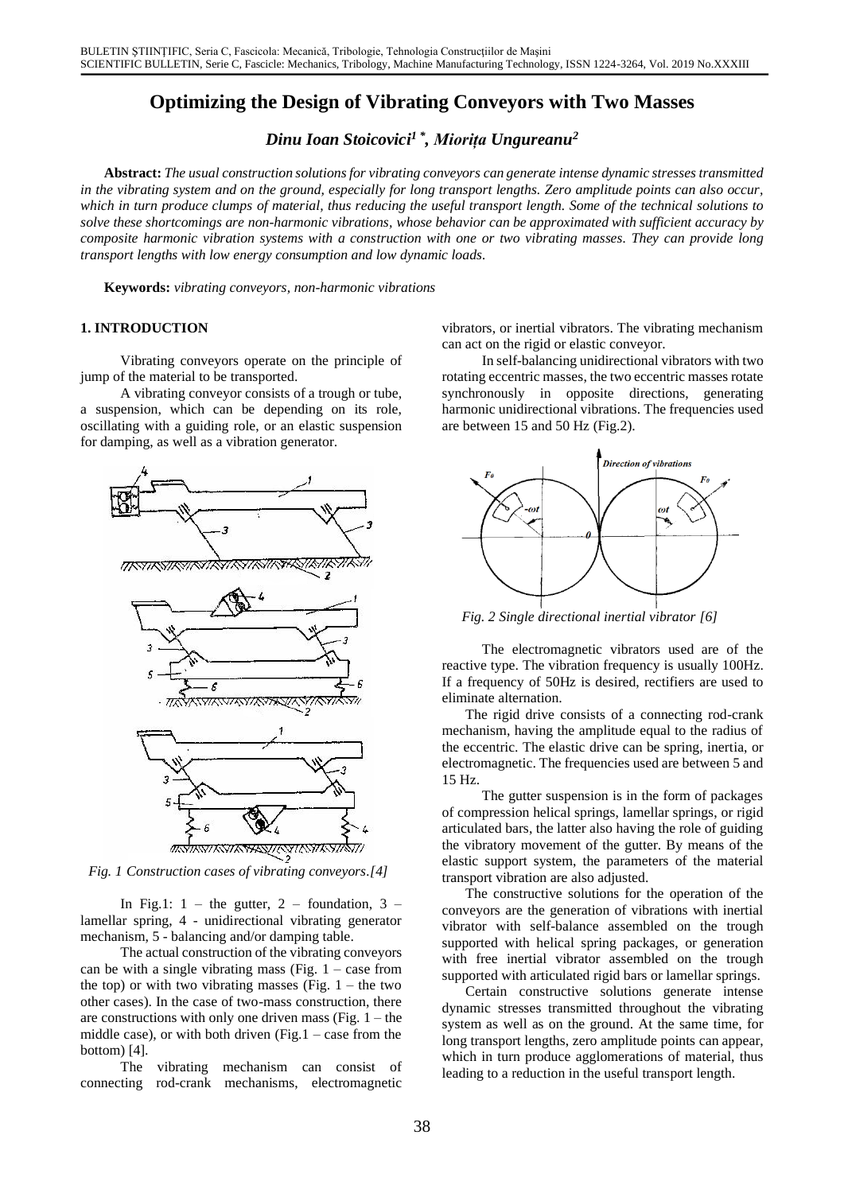# Optimizing the Design of Vibrating Conveyors with Two Masses

***Dinu Ioan Stoicovici[1 \*], Miorița Ungureanu[2]***

**Abstract:** *The usual construction solutions for vibrating conveyors can generate intense dynamic stresses transmitted in the vibrating system and on the ground, especially for long transport lengths. Zero amplitude points can also occur, which in turn produce clumps of material, thus reducing the useful transport length. Some of the technical solutions to solve these shortcomings are non-harmonic vibrations, whose behavior can be approximated with sufficient accuracy by composite harmonic vibration systems with a construction with one or two vibrating masses. They can provide long transport lengths with low energy consumption and low dynamic loads.*

**Keywords:** *vibrating conveyors, non-harmonic vibrations*

## 1. INTRODUCTION

Vibrating conveyors operate on the principle of jump of the material to be transported.

A vibrating conveyor consists of a trough or tube, a suspension, which can be depending on its role, oscillating with a guiding role, or an elastic suspension for damping, as well as a vibration generator.

*Fig. 1 Construction cases of vibrating conveyors.[4]*

In Fig.1: 1 – the gutter, 2 – foundation, 3 – lamellar spring, 4 - unidirectional vibrating generator mechanism, 5 - balancing and/or damping table.

The actual construction of the vibrating conveyors can be with a single vibrating mass (Fig. 1 – case from the top) or with two vibrating masses (Fig. 1 – the two other cases). In the case of two-mass construction, there are constructions with only one driven mass (Fig. 1 – the middle case), or with both driven (Fig.1 – case from the bottom) [4].

The vibrating mechanism can consist of connecting rod-crank mechanisms, electromagnetic vibrators, or inertial vibrators. The vibrating mechanism can act on the rigid or elastic conveyor.

In self-balancing unidirectional vibrators with two rotating eccentric masses, the two eccentric masses rotate synchronously in opposite directions, generating harmonic unidirectional vibrations. The frequencies used are between 15 and 50 Hz (Fig.2).

*Fig. 2 Single directional inertial vibrator [6]*

The electromagnetic vibrators used are of the reactive type. The vibration frequency is usually 100Hz. If a frequency of 50Hz is desired, rectifiers are used to eliminate alternation.

The rigid drive consists of a connecting rod-crank mechanism, having the amplitude equal to the radius of the eccentric. The elastic drive can be spring, inertia, or electromagnetic. The frequencies used are between 5 and 15 Hz.

The gutter suspension is in the form of packages of compression helical springs, lamellar springs, or rigid articulated bars, the latter also having the role of guiding the vibratory movement of the gutter. By means of the elastic support system, the parameters of the material transport vibration are also adjusted.

The constructive solutions for the operation of the conveyors are the generation of vibrations with inertial vibrator with self-balance assembled on the trough supported with helical spring packages, or generation with free inertial vibrator assembled on the trough supported with articulated rigid bars or lamellar springs.

Certain constructive solutions generate intense dynamic stresses transmitted throughout the vibrating system as well as on the ground. At the same time, for long transport lengths, zero amplitude points can appear, which in turn produce agglomerations of material, thus leading to a reduction in the useful transport length.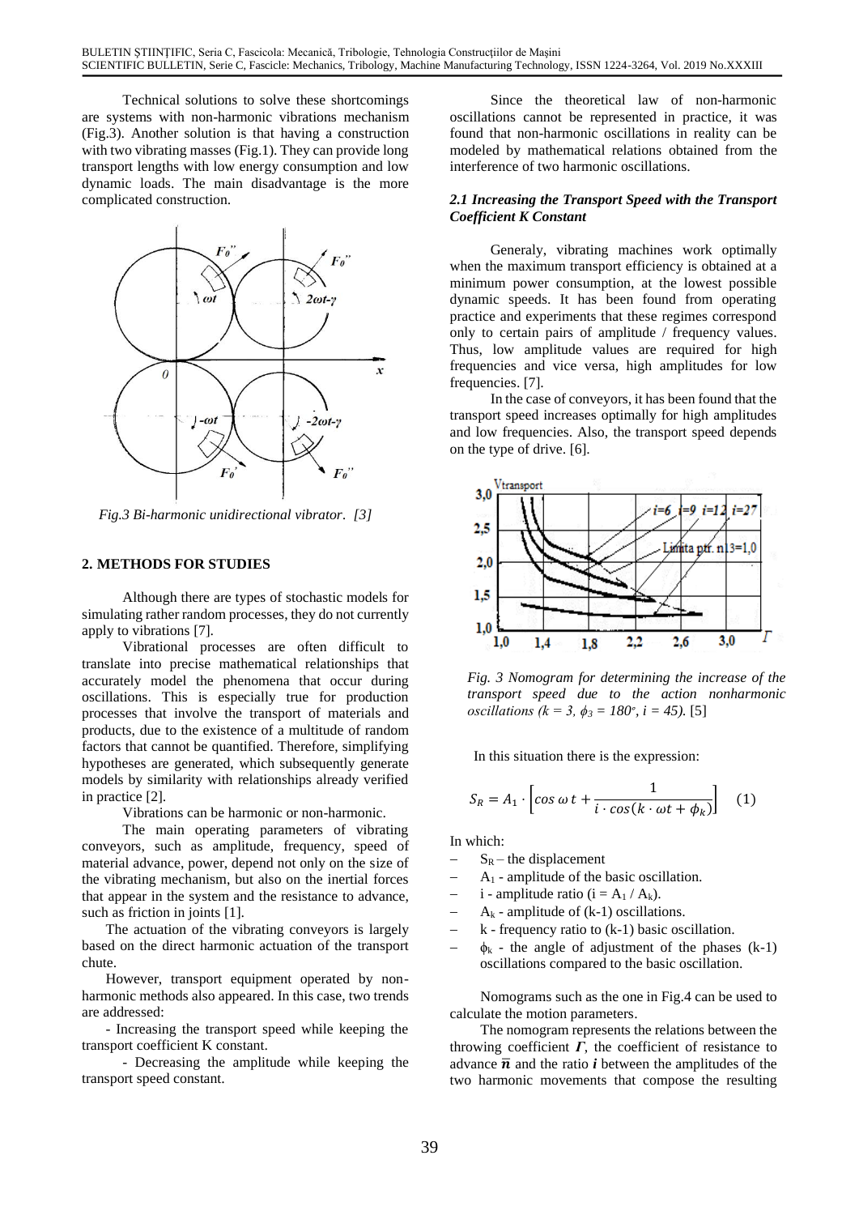Technical solutions to solve these shortcomings are systems with non-harmonic vibrations mechanism (Fig.3). Another solution is that having a construction with two vibrating masses (Fig.1). They can provide long transport lengths with low energy consumption and low dynamic loads. The main disadvantage is the more complicated construction.

*Fig.3 Bi-harmonic unidirectional vibrator. [3]*

## 2. METHODS FOR STUDIES

Although there are types of stochastic models for simulating rather random processes, they do not currently apply to vibrations [7].

Vibrational processes are often difficult to translate into precise mathematical relationships that accurately model the phenomena that occur during oscillations. This is especially true for production processes that involve the transport of materials and products, due to the existence of a multitude of random factors that cannot be quantified. Therefore, simplifying hypotheses are generated, which subsequently generate models by similarity with relationships already verified in practice [2].

Vibrations can be harmonic or non-harmonic.

The main operating parameters of vibrating conveyors, such as amplitude, frequency, speed of material advance, power, depend not only on the size of the vibrating mechanism, but also on the inertial forces that appear in the system and the resistance to advance, such as friction in joints [1].

The actuation of the vibrating conveyors is largely based on the direct harmonic actuation of the transport chute.

However, transport equipment operated by non-harmonic methods also appeared. In this case, two trends are addressed:

- Increasing the transport speed while keeping the transport coefficient K constant.
- Decreasing the amplitude while keeping the transport speed constant.

Since the theoretical law of non-harmonic oscillations cannot be represented in practice, it was found that non-harmonic oscillations in reality can be modeled by mathematical relations obtained from the interference of two harmonic oscillations.

### *2.1 Increasing the Transport Speed with the Transport Coefficient K Constant*

Generaly, vibrating machines work optimally when the maximum transport efficiency is obtained at a minimum power consumption, at the lowest possible dynamic speeds. It has been found from operating practice and experiments that these regimes correspond only to certain pairs of amplitude / frequency values. Thus, low amplitude values are required for high frequencies and vice versa, high amplitudes for low frequencies. [7].

In the case of conveyors, it has been found that the transport speed increases optimally for high amplitudes and low frequencies. Also, the transport speed depends on the type of drive. [6].

*Fig. 3 Nomogram for determining the increase of the transport speed due to the action nonharmonic oscillations ($k = 3$, $\phi_3 = 180^\circ$, $i = 45$).* [5]

In this situation there is the expression:

$$S_R = A_1 \cdot \left[ \cos \omega t + \frac{1}{i \cdot \cos(k \cdot \omega t + \phi_k)} \right] \quad (1)$$

In which:

- $S_R$ – the displacement
- $A_1$ - amplitude of the basic oscillation.
- i - amplitude ratio ($i = A_1 / A_k$).
- $A_k$ - amplitude of (k-1) oscillations.
- k - frequency ratio to (k-1) basic oscillation.
- $\phi_k$ - the angle of adjustment of the phases (k-1) oscillations compared to the basic oscillation.

Nomograms such as the one in Fig.4 can be used to calculate the motion parameters.

The nomogram represents the relations between the throwing coefficient $\boldsymbol{\Gamma}$, the coefficient of resistance to advance $\overline{\boldsymbol{n}}$ and the ratio $\boldsymbol{i}$ between the amplitudes of the two harmonic movements that compose the resulting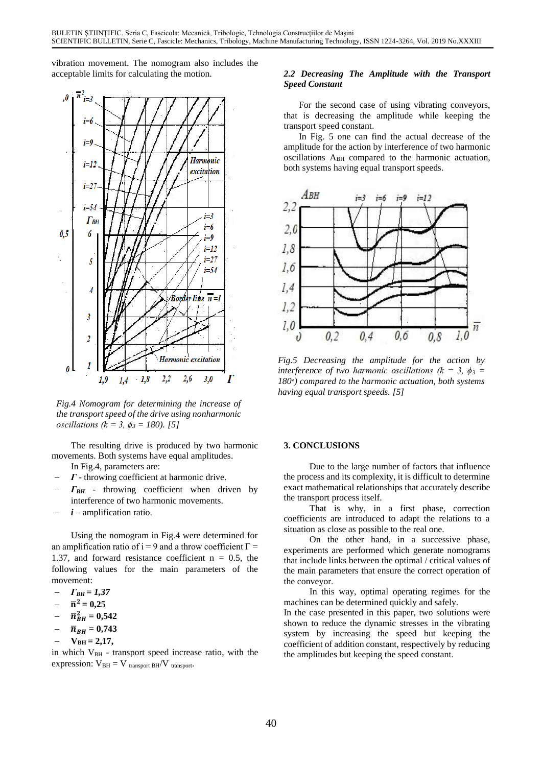vibration movement. The nomogram also includes the acceptable limits for calculating the motion.

Fig.4 Nomogram for determining the increase of the transport speed of the drive using nonharmonic oscillations ($k = 3$, $\phi_3 = 180$). [5]

The resulting drive is produced by two harmonic movements. Both systems have equal amplitudes.

In Fig.4, parameters are:

- $\Gamma$ - throwing coefficient at harmonic drive.
- $\Gamma_{BH}$ - throwing coefficient when driven by interference of two harmonic movements.
- $i$ – amplification ratio.

Using the nomogram in Fig.4 were determined for an amplification ratio of i = 9 and a throw coefficient $\Gamma = 1.37$, and forward resistance coefficient n = 0.5, the following values for the main parameters of the movement:

- $\Gamma_{BH} = 1,37$
- $\bar{n}^2 = 0,25$
- $\bar{n}^2_{BH} = 0,542$
- $\bar{n}_{BH} = 0,743$
- $V_{BH} = 2,17$,

in which $V_{BH}$ - transport speed increase ratio, with the expression: $V_{BH} = V_{transport\ BH}/V_{transport}$.

### 2.2 Decreasing The Amplitude with the Transport Speed Constant

For the second case of using vibrating conveyors, that is decreasing the amplitude while keeping the transport speed constant.

In Fig. 5 one can find the actual decrease of the amplitude for the action by interference of two harmonic oscillations $A_{BH}$ compared to the harmonic actuation, both systems having equal transport speeds.

Fig.5 Decreasing the amplitude for the action by interference of two harmonic oscillations ($k = 3$, $\phi_3 = 180^o$) compared to the harmonic actuation, both systems having equal transport speeds. [5]

## 3. CONCLUSIONS

Due to the large number of factors that influence the process and its complexity, it is difficult to determine exact mathematical relationships that accurately describe the transport process itself.

That is why, in a first phase, correction coefficients are introduced to adapt the relations to a situation as close as possible to the real one.

On the other hand, in a successive phase, experiments are performed which generate nomograms that include links between the optimal / critical values of the main parameters that ensure the correct operation of the conveyor.

In this way, optimal operating regimes for the machines can be determined quickly and safely.

In the case presented in this paper, two solutions were shown to reduce the dynamic stresses in the vibrating system by increasing the speed but keeping the coefficient of addition constant, respectively by reducing the amplitudes but keeping the speed constant.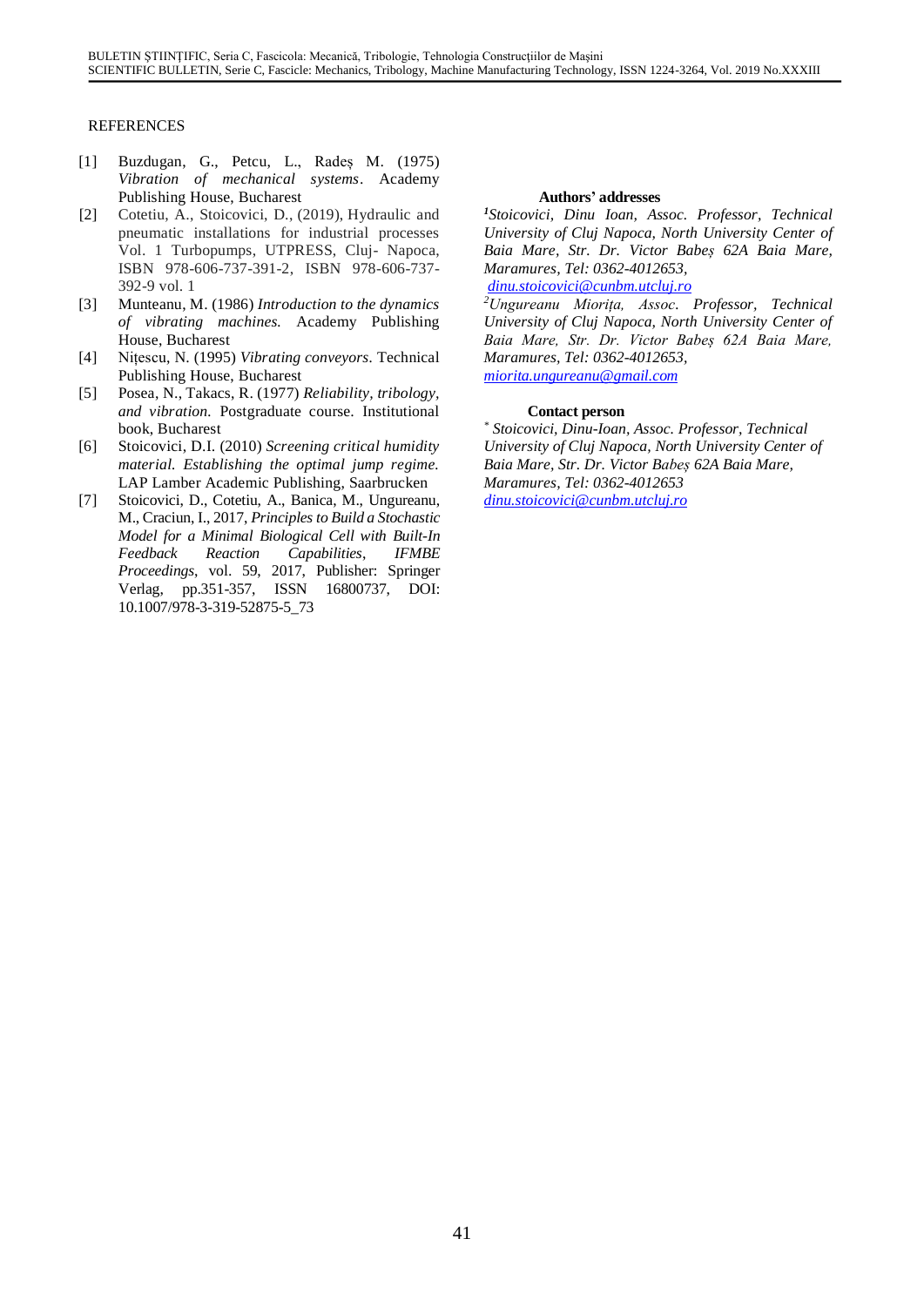REFERENCES

[1] Buzdugan, G., Petcu, L., Radeș M. (1975) *Vibration of mechanical systems*. Academy Publishing House, Bucharest

[2] Cotetiu, A., Stoicovici, D., (2019), Hydraulic and pneumatic installations for industrial processes Vol. 1 Turbopumps, UTPRESS, Cluj- Napoca, ISBN 978-606-737-391-2, ISBN 978-606-737-392-9 vol. 1

[3] Munteanu, M. (1986) *Introduction to the dynamics of vibrating machines.* Academy Publishing House, Bucharest

[4] Nițescu, N. (1995) *Vibrating conveyors*. Technical Publishing House, Bucharest

[5] Posea, N., Takacs, R. (1977) *Reliability, tribology, and vibration.* Postgraduate course. Institutional book, Bucharest

[6] Stoicovici, D.I. (2010) *Screening critical humidity material. Establishing the optimal jump regime.* LAP Lamber Academic Publishing, Saarbrucken

[7] Stoicovici, D., Cotetiu, A., Banica, M., Ungureanu, M., Craciun, I., 2017, *Principles to Build a Stochastic Model for a Minimal Biological Cell with Built-In Feedback Reaction Capabilities*, *IFMBE Proceedings*, vol. 59, 2017, Publisher: Springer Verlag, pp.351-357, ISSN 16800737, DOI: 10.1007/978-3-319-52875-5_73

**Authors' addresses**

[1]*Stoicovici, Dinu Ioan, Assoc. Professor, Technical University of Cluj Napoca, North University Center of Baia Mare, Str. Dr. Victor Babeș 62A Baia Mare, Maramures, Tel: 0362-4012653,*
dinu.stoicovici@cunbm.utcluj.ro

[2]*Ungureanu Miorița, Assoc. Professor, Technical University of Cluj Napoca, North University Center of Baia Mare, Str. Dr. Victor Babeș 62A Baia Mare, Maramures, Tel: 0362-4012653,*
miorita.ungureanu@gmail.com

**Contact person**

[*] *Stoicovici, Dinu-Ioan, Assoc. Professor, Technical University of Cluj Napoca, North University Center of Baia Mare, Str. Dr. Victor Babeș 62A Baia Mare, Maramures, Tel: 0362-4012653*
dinu.stoicovici@cunbm.utcluj.ro